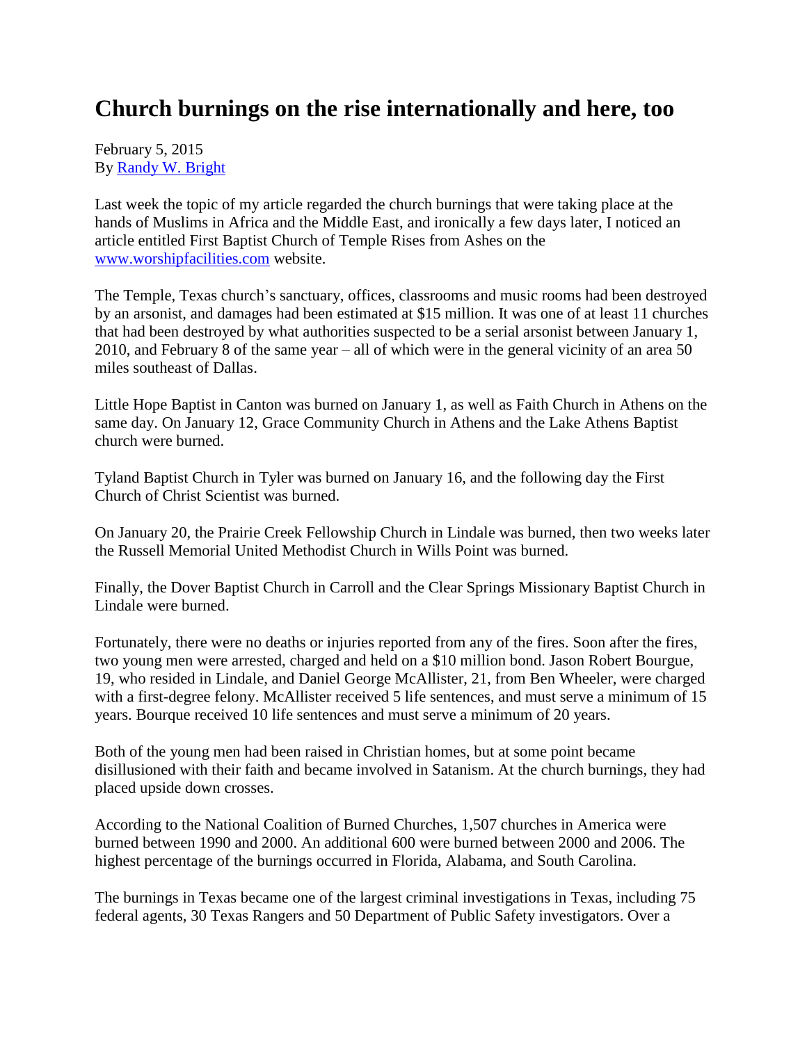# Church burnings on the rise internationally and here, too

February 5, 2015
By [Randy W. Bright]

Last week the topic of my article regarded the church burnings that were taking place at the hands of Muslims in Africa and the Middle East, and ironically a few days later, I noticed an article entitled First Baptist Church of Temple Rises from Ashes on the [www.worshipfacilities.com] website.

The Temple, Texas church's sanctuary, offices, classrooms and music rooms had been destroyed by an arsonist, and damages had been estimated at $15 million. It was one of at least 11 churches that had been destroyed by what authorities suspected to be a serial arsonist between January 1, 2010, and February 8 of the same year – all of which were in the general vicinity of an area 50 miles southeast of Dallas.

Little Hope Baptist in Canton was burned on January 1, as well as Faith Church in Athens on the same day. On January 12, Grace Community Church in Athens and the Lake Athens Baptist church were burned.

Tyland Baptist Church in Tyler was burned on January 16, and the following day the First Church of Christ Scientist was burned.

On January 20, the Prairie Creek Fellowship Church in Lindale was burned, then two weeks later the Russell Memorial United Methodist Church in Wills Point was burned.

Finally, the Dover Baptist Church in Carroll and the Clear Springs Missionary Baptist Church in Lindale were burned.

Fortunately, there were no deaths or injuries reported from any of the fires. Soon after the fires, two young men were arrested, charged and held on a $10 million bond. Jason Robert Bourgue, 19, who resided in Lindale, and Daniel George McAllister, 21, from Ben Wheeler, were charged with a first-degree felony. McAllister received 5 life sentences, and must serve a minimum of 15 years. Bourque received 10 life sentences and must serve a minimum of 20 years.

Both of the young men had been raised in Christian homes, but at some point became disillusioned with their faith and became involved in Satanism. At the church burnings, they had placed upside down crosses.

According to the National Coalition of Burned Churches, 1,507 churches in America were burned between 1990 and 2000. An additional 600 were burned between 2000 and 2006. The highest percentage of the burnings occurred in Florida, Alabama, and South Carolina.

The burnings in Texas became one of the largest criminal investigations in Texas, including 75 federal agents, 30 Texas Rangers and 50 Department of Public Safety investigators. Over a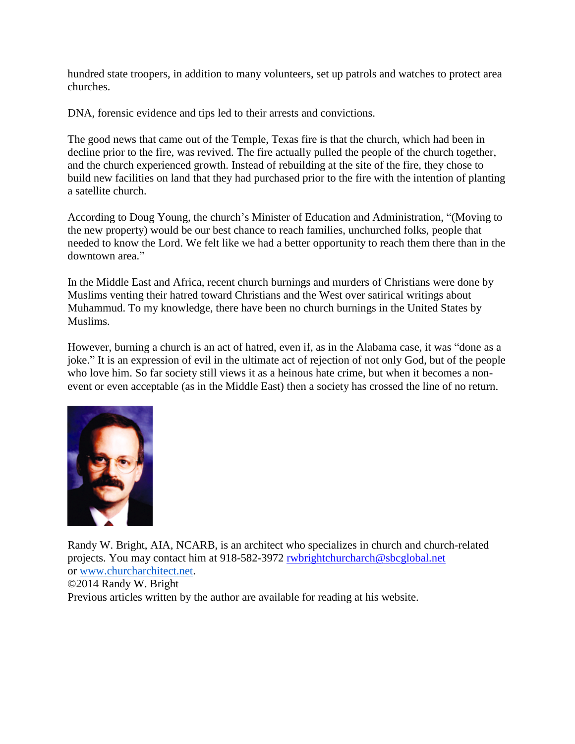hundred state troopers, in addition to many volunteers, set up patrols and watches to protect area churches.

DNA, forensic evidence and tips led to their arrests and convictions.

The good news that came out of the Temple, Texas fire is that the church, which had been in decline prior to the fire, was revived. The fire actually pulled the people of the church together, and the church experienced growth. Instead of rebuilding at the site of the fire, they chose to build new facilities on land that they had purchased prior to the fire with the intention of planting a satellite church.

According to Doug Young, the church's Minister of Education and Administration, "(Moving to the new property) would be our best chance to reach families, unchurched folks, people that needed to know the Lord. We felt like we had a better opportunity to reach them there than in the downtown area."

In the Middle East and Africa, recent church burnings and murders of Christians were done by Muslims venting their hatred toward Christians and the West over satirical writings about Muhammud. To my knowledge, there have been no church burnings in the United States by Muslims.

However, burning a church is an act of hatred, even if, as in the Alabama case, it was "done as a joke." It is an expression of evil in the ultimate act of rejection of not only God, but of the people who love him. So far society still views it as a heinous hate crime, but when it becomes a non-event or even acceptable (as in the Middle East) then a society has crossed the line of no return.

Randy W. Bright, AIA, NCARB, is an architect who specializes in church and church-related projects. You may contact him at 918-582-3972 [rwbrightchurcharch@sbcglobal.net](mailto:rwbrightchurcharch@sbcglobal.net) or [www.churcharchitect.net](http://www.churcharchitect.net).
©2014 Randy W. Bright
Previous articles written by the author are available for reading at his website.